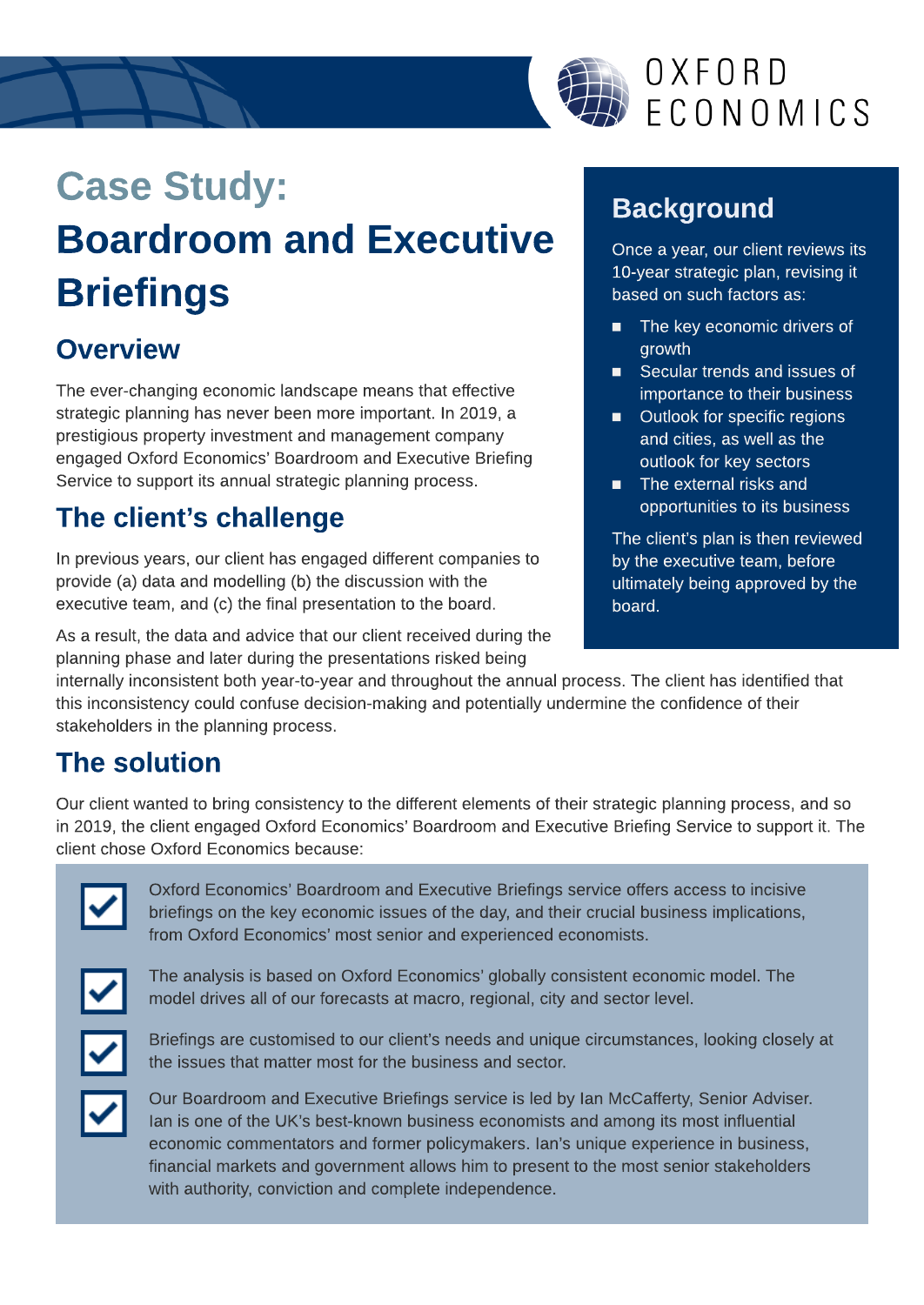# Case Study:

# Boardroom and Executive Briefings

## Overview

The ever-changing economic landscape means that effective strategic planning has never been more important. In 2019, a prestigious property investment and management company engaged Oxford Economics' Boardroom and Executive Briefing Service to support its annual strategic planning process.

## Background

Once a year, our client reviews its 10-year strategic plan, revising it based on such factors as:

- The key economic drivers of growth
- Secular trends and issues of importance to their business
- Outlook for specific regions and cities, as well as the outlook for key sectors
- The external risks and opportunities to its business

The client's plan is then reviewed by the executive team, before ultimately being approved by the board.

## The client's challenge

In previous years, our client has engaged different companies to provide (a) data and modelling (b) the discussion with the executive team, and (c) the final presentation to the board.

As a result, the data and advice that our client received during the planning phase and later during the presentations risked being internally inconsistent both year-to-year and throughout the annual process. The client has identified that this inconsistency could confuse decision-making and potentially undermine the confidence of their stakeholders in the planning process.

## The solution

Our client wanted to bring consistency to the different elements of their strategic planning process, and so in 2019, the client engaged Oxford Economics' Boardroom and Executive Briefing Service to support it. The client chose Oxford Economics because:

- Oxford Economics' Boardroom and Executive Briefings service offers access to incisive briefings on the key economic issues of the day, and their crucial business implications, from Oxford Economics' most senior and experienced economists.
- The analysis is based on Oxford Economics' globally consistent economic model. The model drives all of our forecasts at macro, regional, city and sector level.
- Briefings are customised to our client's needs and unique circumstances, looking closely at the issues that matter most for the business and sector.
- Our Boardroom and Executive Briefings service is led by Ian McCafferty, Senior Adviser. Ian is one of the UK's best-known business economists and among its most influential economic commentators and former policymakers. Ian's unique experience in business, financial markets and government allows him to present to the most senior stakeholders with authority, conviction and complete independence.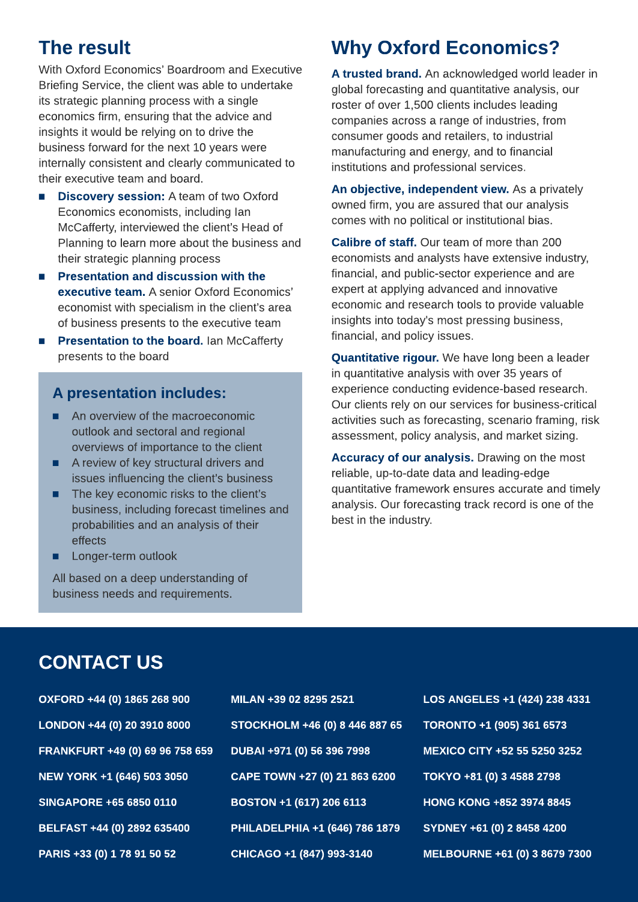## The result

With Oxford Economics' Boardroom and Executive Briefing Service, the client was able to undertake its strategic planning process with a single economics firm, ensuring that the advice and insights it would be relying on to drive the business forward for the next 10 years were internally consistent and clearly communicated to their executive team and board.

- **Discovery session:** A team of two Oxford Economics economists, including Ian McCafferty, interviewed the client's Head of Planning to learn more about the business and their strategic planning process
- **Presentation and discussion with the executive team.** A senior Oxford Economics' economist with specialism in the client's area of business presents to the executive team
- **Presentation to the board.** Ian McCafferty presents to the board

### A presentation includes:

- An overview of the macroeconomic outlook and sectoral and regional overviews of importance to the client
- A review of key structural drivers and issues influencing the client's business
- The key economic risks to the client's business, including forecast timelines and probabilities and an analysis of their effects
- Longer-term outlook

All based on a deep understanding of business needs and requirements.

## Why Oxford Economics?

**A trusted brand.** An acknowledged world leader in global forecasting and quantitative analysis, our roster of over 1,500 clients includes leading companies across a range of industries, from consumer goods and retailers, to industrial manufacturing and energy, and to financial institutions and professional services.

**An objective, independent view.** As a privately owned firm, you are assured that our analysis comes with no political or institutional bias.

**Calibre of staff.** Our team of more than 200 economists and analysts have extensive industry, financial, and public-sector experience and are expert at applying advanced and innovative economic and research tools to provide valuable insights into today's most pressing business, financial, and policy issues.

**Quantitative rigour.** We have long been a leader in quantitative analysis with over 35 years of experience conducting evidence-based research. Our clients rely on our services for business-critical activities such as forecasting, scenario framing, risk assessment, policy analysis, and market sizing.

**Accuracy of our analysis.** Drawing on the most reliable, up-to-date data and leading-edge quantitative framework ensures accurate and timely analysis. Our forecasting track record is one of the best in the industry.

## CONTACT US

**OXFORD** +44 (0) 1865 268 900

**LONDON** +44 (0) 20 3910 8000

**FRANKFURT** +49 (0) 69 96 758 659

**NEW YORK** +1 (646) 503 3050

**SINGAPORE** +65 6850 0110

**BELFAST** +44 (0) 2892 635400

**PARIS** +33 (0) 1 78 91 50 52

**MILAN** +39 02 8295 2521

**STOCKHOLM** +46 (0) 8 446 887 65

**DUBAI** +971 (0) 56 396 7998

**CAPE TOWN** +27 (0) 21 863 6200

**BOSTON** +1 (617) 206 6113

**PHILADELPHIA** +1 (646) 786 1879

**CHICAGO** +1 (847) 993-3140

**LOS ANGELES** +1 (424) 238 4331

**TORONTO** +1 (905) 361 6573

**MEXICO CITY** +52 55 5250 3252

**TOKYO** +81 (0) 3 4588 2798

**HONG KONG** +852 3974 8845

**SYDNEY** +61 (0) 2 8458 4200

**MELBOURNE** +61 (0) 3 8679 7300